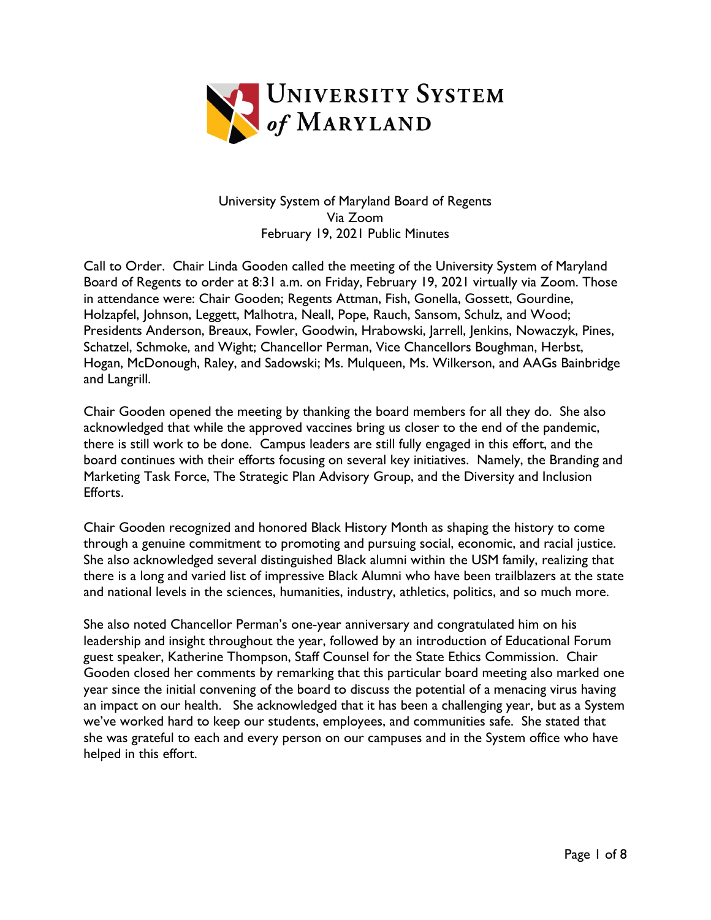# University System of Maryland

University System of Maryland Board of Regents
Via Zoom
February 19, 2021 Public Minutes

Call to Order. Chair Linda Gooden called the meeting of the University System of Maryland Board of Regents to order at 8:31 a.m. on Friday, February 19, 2021 virtually via Zoom. Those in attendance were: Chair Gooden; Regents Attman, Fish, Gonella, Gossett, Gourdine, Holzapfel, Johnson, Leggett, Malhotra, Neall, Pope, Rauch, Sansom, Schulz, and Wood; Presidents Anderson, Breaux, Fowler, Goodwin, Hrabowski, Jarrell, Jenkins, Nowaczyk, Pines, Schatzel, Schmoke, and Wight; Chancellor Perman, Vice Chancellors Boughman, Herbst, Hogan, McDonough, Raley, and Sadowski; Ms. Mulqueen, Ms. Wilkerson, and AAGs Bainbridge and Langrill.

Chair Gooden opened the meeting by thanking the board members for all they do. She also acknowledged that while the approved vaccines bring us closer to the end of the pandemic, there is still work to be done. Campus leaders are still fully engaged in this effort, and the board continues with their efforts focusing on several key initiatives. Namely, the Branding and Marketing Task Force, The Strategic Plan Advisory Group, and the Diversity and Inclusion Efforts.

Chair Gooden recognized and honored Black History Month as shaping the history to come through a genuine commitment to promoting and pursuing social, economic, and racial justice. She also acknowledged several distinguished Black alumni within the USM family, realizing that there is a long and varied list of impressive Black Alumni who have been trailblazers at the state and national levels in the sciences, humanities, industry, athletics, politics, and so much more.

She also noted Chancellor Perman's one-year anniversary and congratulated him on his leadership and insight throughout the year, followed by an introduction of Educational Forum guest speaker, Katherine Thompson, Staff Counsel for the State Ethics Commission. Chair Gooden closed her comments by remarking that this particular board meeting also marked one year since the initial convening of the board to discuss the potential of a menacing virus having an impact on our health. She acknowledged that it has been a challenging year, but as a System we've worked hard to keep our students, employees, and communities safe. She stated that she was grateful to each and every person on our campuses and in the System office who have helped in this effort.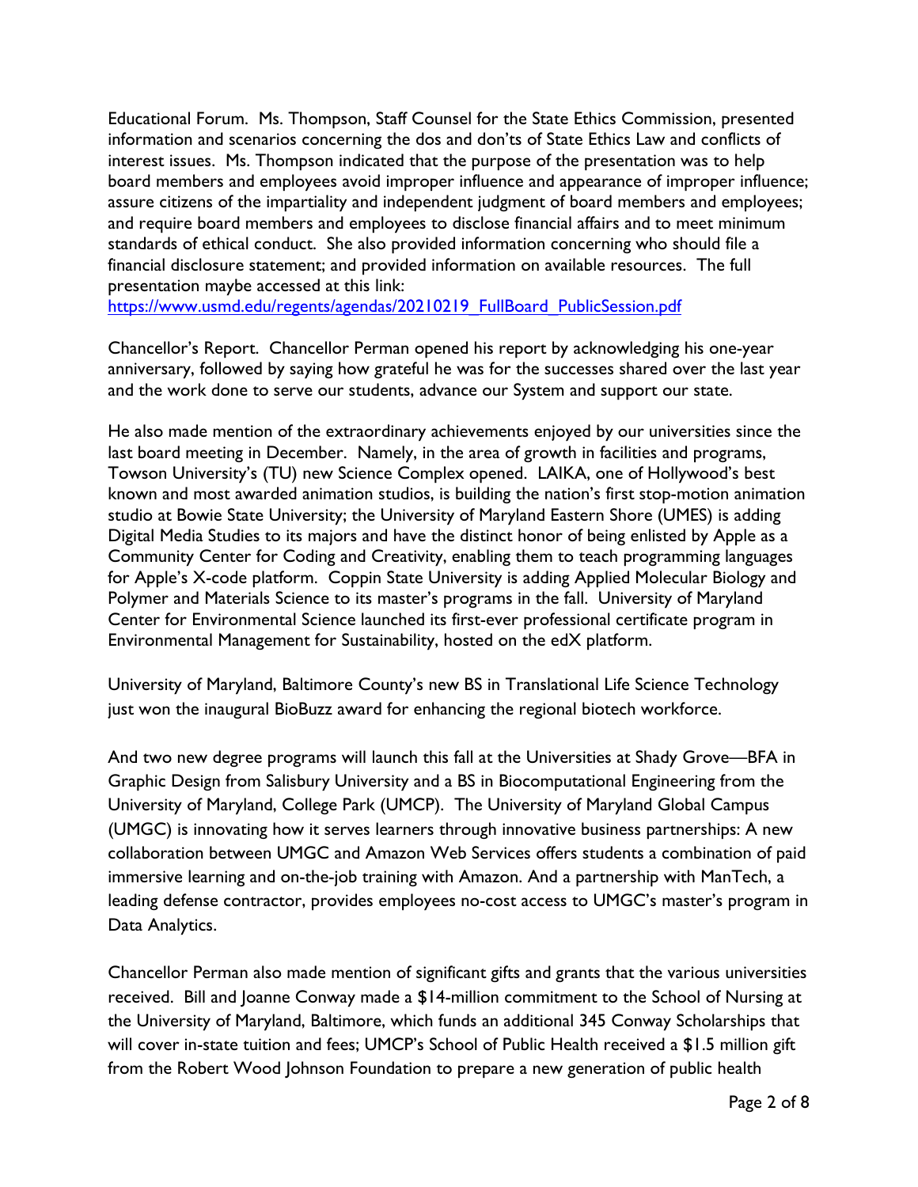Educational Forum. Ms. Thompson, Staff Counsel for the State Ethics Commission, presented information and scenarios concerning the dos and don'ts of State Ethics Law and conflicts of interest issues. Ms. Thompson indicated that the purpose of the presentation was to help board members and employees avoid improper influence and appearance of improper influence; assure citizens of the impartiality and independent judgment of board members and employees; and require board members and employees to disclose financial affairs and to meet minimum standards of ethical conduct. She also provided information concerning who should file a financial disclosure statement; and provided information on available resources. The full presentation maybe accessed at this link:
https://www.usmd.edu/regents/agendas/20210219_FullBoard_PublicSession.pdf

Chancellor's Report. Chancellor Perman opened his report by acknowledging his one-year anniversary, followed by saying how grateful he was for the successes shared over the last year and the work done to serve our students, advance our System and support our state.

He also made mention of the extraordinary achievements enjoyed by our universities since the last board meeting in December. Namely, in the area of growth in facilities and programs, Towson University's (TU) new Science Complex opened. LAIKA, one of Hollywood's best known and most awarded animation studios, is building the nation's first stop-motion animation studio at Bowie State University; the University of Maryland Eastern Shore (UMES) is adding Digital Media Studies to its majors and have the distinct honor of being enlisted by Apple as a Community Center for Coding and Creativity, enabling them to teach programming languages for Apple's X-code platform. Coppin State University is adding Applied Molecular Biology and Polymer and Materials Science to its master's programs in the fall. University of Maryland Center for Environmental Science launched its first-ever professional certificate program in Environmental Management for Sustainability, hosted on the edX platform.

University of Maryland, Baltimore County's new BS in Translational Life Science Technology just won the inaugural BioBuzz award for enhancing the regional biotech workforce.

And two new degree programs will launch this fall at the Universities at Shady Grove—BFA in Graphic Design from Salisbury University and a BS in Biocomputational Engineering from the University of Maryland, College Park (UMCP). The University of Maryland Global Campus (UMGC) is innovating how it serves learners through innovative business partnerships: A new collaboration between UMGC and Amazon Web Services offers students a combination of paid immersive learning and on-the-job training with Amazon. And a partnership with ManTech, a leading defense contractor, provides employees no-cost access to UMGC's master's program in Data Analytics.

Chancellor Perman also made mention of significant gifts and grants that the various universities received. Bill and Joanne Conway made a $14-million commitment to the School of Nursing at the University of Maryland, Baltimore, which funds an additional 345 Conway Scholarships that will cover in-state tuition and fees; UMCP's School of Public Health received a $1.5 million gift from the Robert Wood Johnson Foundation to prepare a new generation of public health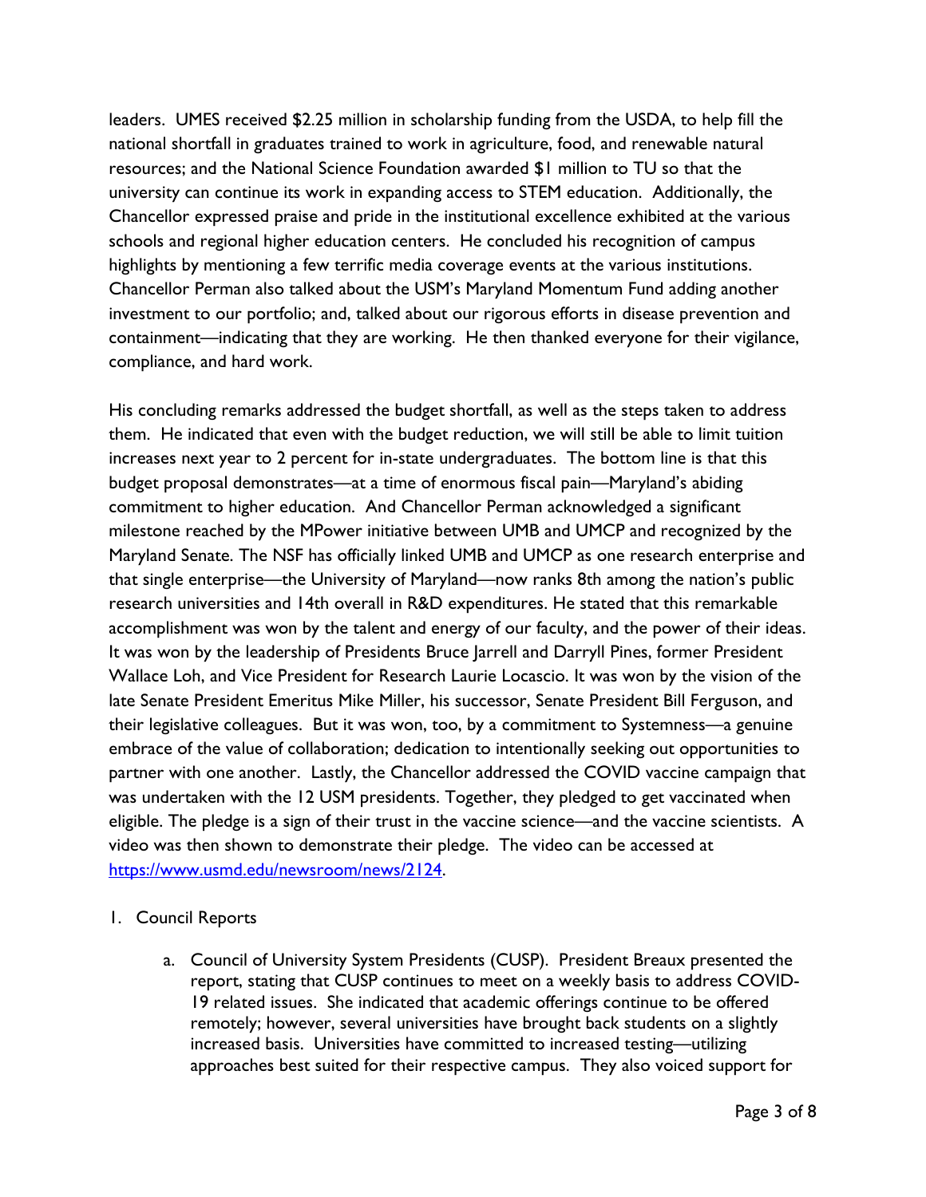leaders. UMES received $2.25 million in scholarship funding from the USDA, to help fill the national shortfall in graduates trained to work in agriculture, food, and renewable natural resources; and the National Science Foundation awarded $1 million to TU so that the university can continue its work in expanding access to STEM education. Additionally, the Chancellor expressed praise and pride in the institutional excellence exhibited at the various schools and regional higher education centers. He concluded his recognition of campus highlights by mentioning a few terrific media coverage events at the various institutions. Chancellor Perman also talked about the USM's Maryland Momentum Fund adding another investment to our portfolio; and, talked about our rigorous efforts in disease prevention and containment—indicating that they are working. He then thanked everyone for their vigilance, compliance, and hard work.

His concluding remarks addressed the budget shortfall, as well as the steps taken to address them. He indicated that even with the budget reduction, we will still be able to limit tuition increases next year to 2 percent for in-state undergraduates. The bottom line is that this budget proposal demonstrates—at a time of enormous fiscal pain—Maryland's abiding commitment to higher education. And Chancellor Perman acknowledged a significant milestone reached by the MPower initiative between UMB and UMCP and recognized by the Maryland Senate. The NSF has officially linked UMB and UMCP as one research enterprise and that single enterprise—the University of Maryland—now ranks 8th among the nation's public research universities and 14th overall in R&D expenditures. He stated that this remarkable accomplishment was won by the talent and energy of our faculty, and the power of their ideas. It was won by the leadership of Presidents Bruce Jarrell and Darryll Pines, former President Wallace Loh, and Vice President for Research Laurie Locascio. It was won by the vision of the late Senate President Emeritus Mike Miller, his successor, Senate President Bill Ferguson, and their legislative colleagues. But it was won, too, by a commitment to Systemness—a genuine embrace of the value of collaboration; dedication to intentionally seeking out opportunities to partner with one another. Lastly, the Chancellor addressed the COVID vaccine campaign that was undertaken with the 12 USM presidents. Together, they pledged to get vaccinated when eligible. The pledge is a sign of their trust in the vaccine science—and the vaccine scientists. A video was then shown to demonstrate their pledge. The video can be accessed at https://www.usmd.edu/newsroom/news/2124.

1. Council Reports

   a. Council of University System Presidents (CUSP). President Breaux presented the report, stating that CUSP continues to meet on a weekly basis to address COVID-19 related issues. She indicated that academic offerings continue to be offered remotely; however, several universities have brought back students on a slightly increased basis. Universities have committed to increased testing—utilizing approaches best suited for their respective campus. They also voiced support for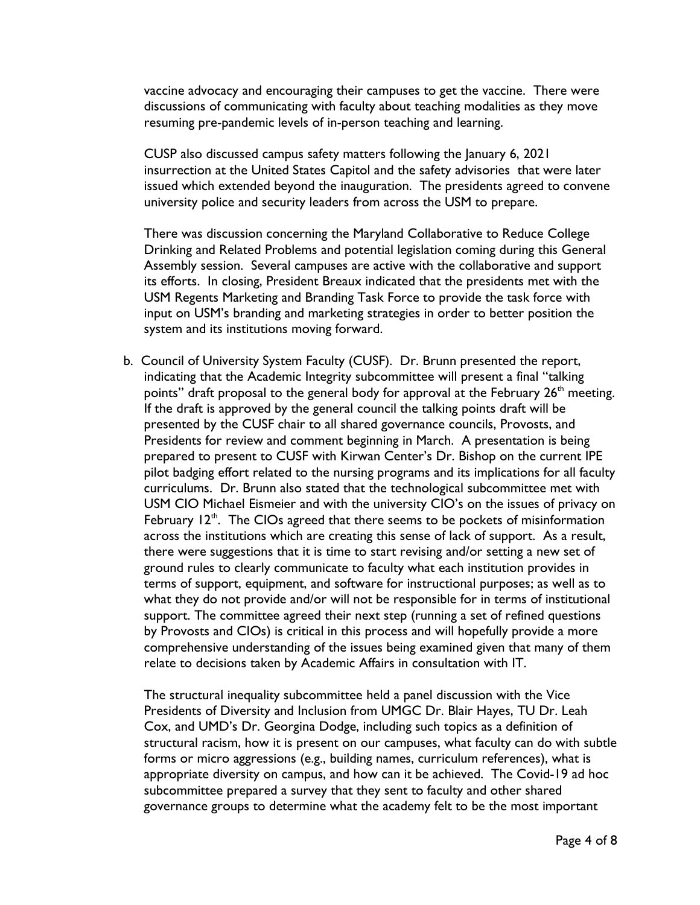vaccine advocacy and encouraging their campuses to get the vaccine. There were discussions of communicating with faculty about teaching modalities as they move resuming pre-pandemic levels of in-person teaching and learning.

CUSP also discussed campus safety matters following the January 6, 2021 insurrection at the United States Capitol and the safety advisories that were later issued which extended beyond the inauguration. The presidents agreed to convene university police and security leaders from across the USM to prepare.

There was discussion concerning the Maryland Collaborative to Reduce College Drinking and Related Problems and potential legislation coming during this General Assembly session. Several campuses are active with the collaborative and support its efforts. In closing, President Breaux indicated that the presidents met with the USM Regents Marketing and Branding Task Force to provide the task force with input on USM's branding and marketing strategies in order to better position the system and its institutions moving forward.

b. Council of University System Faculty (CUSF). Dr. Brunn presented the report, indicating that the Academic Integrity subcommittee will present a final "talking points" draft proposal to the general body for approval at the February 26th meeting. If the draft is approved by the general council the talking points draft will be presented by the CUSF chair to all shared governance councils, Provosts, and Presidents for review and comment beginning in March. A presentation is being prepared to present to CUSF with Kirwan Center's Dr. Bishop on the current IPE pilot badging effort related to the nursing programs and its implications for all faculty curriculums. Dr. Brunn also stated that the technological subcommittee met with USM CIO Michael Eismeier and with the university CIO's on the issues of privacy on February 12th. The CIOs agreed that there seems to be pockets of misinformation across the institutions which are creating this sense of lack of support. As a result, there were suggestions that it is time to start revising and/or setting a new set of ground rules to clearly communicate to faculty what each institution provides in terms of support, equipment, and software for instructional purposes; as well as to what they do not provide and/or will not be responsible for in terms of institutional support. The committee agreed their next step (running a set of refined questions by Provosts and CIOs) is critical in this process and will hopefully provide a more comprehensive understanding of the issues being examined given that many of them relate to decisions taken by Academic Affairs in consultation with IT.

The structural inequality subcommittee held a panel discussion with the Vice Presidents of Diversity and Inclusion from UMGC Dr. Blair Hayes, TU Dr. Leah Cox, and UMD's Dr. Georgina Dodge, including such topics as a definition of structural racism, how it is present on our campuses, what faculty can do with subtle forms or micro aggressions (e.g., building names, curriculum references), what is appropriate diversity on campus, and how can it be achieved. The Covid-19 ad hoc subcommittee prepared a survey that they sent to faculty and other shared governance groups to determine what the academy felt to be the most important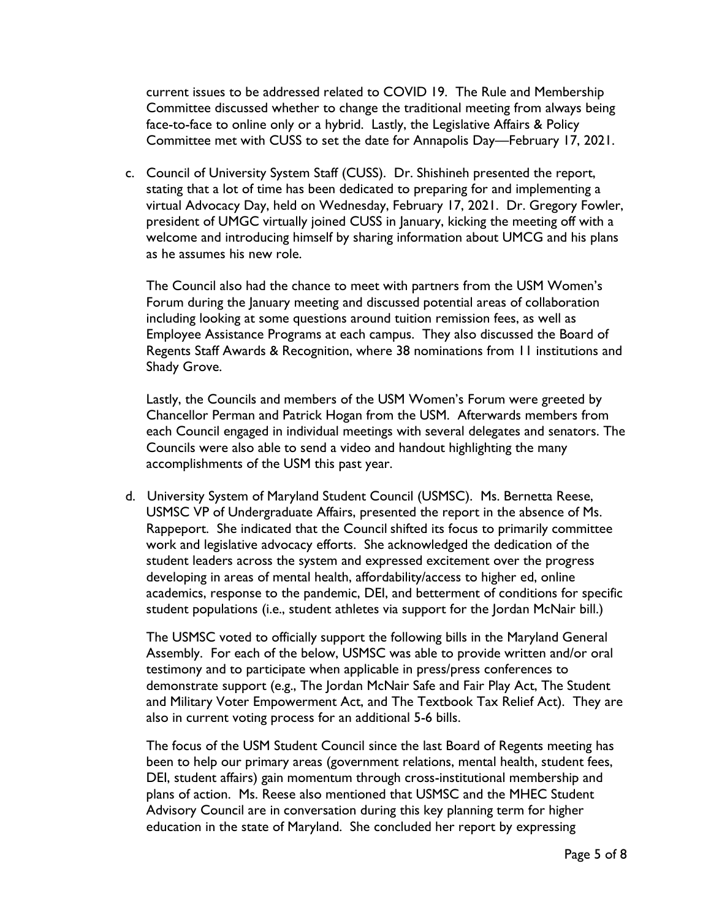current issues to be addressed related to COVID 19. The Rule and Membership Committee discussed whether to change the traditional meeting from always being face-to-face to online only or a hybrid. Lastly, the Legislative Affairs & Policy Committee met with CUSS to set the date for Annapolis Day—February 17, 2021.

c. Council of University System Staff (CUSS). Dr. Shishineh presented the report, stating that a lot of time has been dedicated to preparing for and implementing a virtual Advocacy Day, held on Wednesday, February 17, 2021. Dr. Gregory Fowler, president of UMGC virtually joined CUSS in January, kicking the meeting off with a welcome and introducing himself by sharing information about UMCG and his plans as he assumes his new role.

   The Council also had the chance to meet with partners from the USM Women's Forum during the January meeting and discussed potential areas of collaboration including looking at some questions around tuition remission fees, as well as Employee Assistance Programs at each campus. They also discussed the Board of Regents Staff Awards & Recognition, where 38 nominations from 11 institutions and Shady Grove.

   Lastly, the Councils and members of the USM Women's Forum were greeted by Chancellor Perman and Patrick Hogan from the USM. Afterwards members from each Council engaged in individual meetings with several delegates and senators. The Councils were also able to send a video and handout highlighting the many accomplishments of the USM this past year.

d. University System of Maryland Student Council (USMSC). Ms. Bernetta Reese, USMSC VP of Undergraduate Affairs, presented the report in the absence of Ms. Rappeport. She indicated that the Council shifted its focus to primarily committee work and legislative advocacy efforts. She acknowledged the dedication of the student leaders across the system and expressed excitement over the progress developing in areas of mental health, affordability/access to higher ed, online academics, response to the pandemic, DEI, and betterment of conditions for specific student populations (i.e., student athletes via support for the Jordan McNair bill.)

   The USMSC voted to officially support the following bills in the Maryland General Assembly. For each of the below, USMSC was able to provide written and/or oral testimony and to participate when applicable in press/press conferences to demonstrate support (e.g., The Jordan McNair Safe and Fair Play Act, The Student and Military Voter Empowerment Act, and The Textbook Tax Relief Act). They are also in current voting process for an additional 5-6 bills.

   The focus of the USM Student Council since the last Board of Regents meeting has been to help our primary areas (government relations, mental health, student fees, DEI, student affairs) gain momentum through cross-institutional membership and plans of action. Ms. Reese also mentioned that USMSC and the MHEC Student Advisory Council are in conversation during this key planning term for higher education in the state of Maryland. She concluded her report by expressing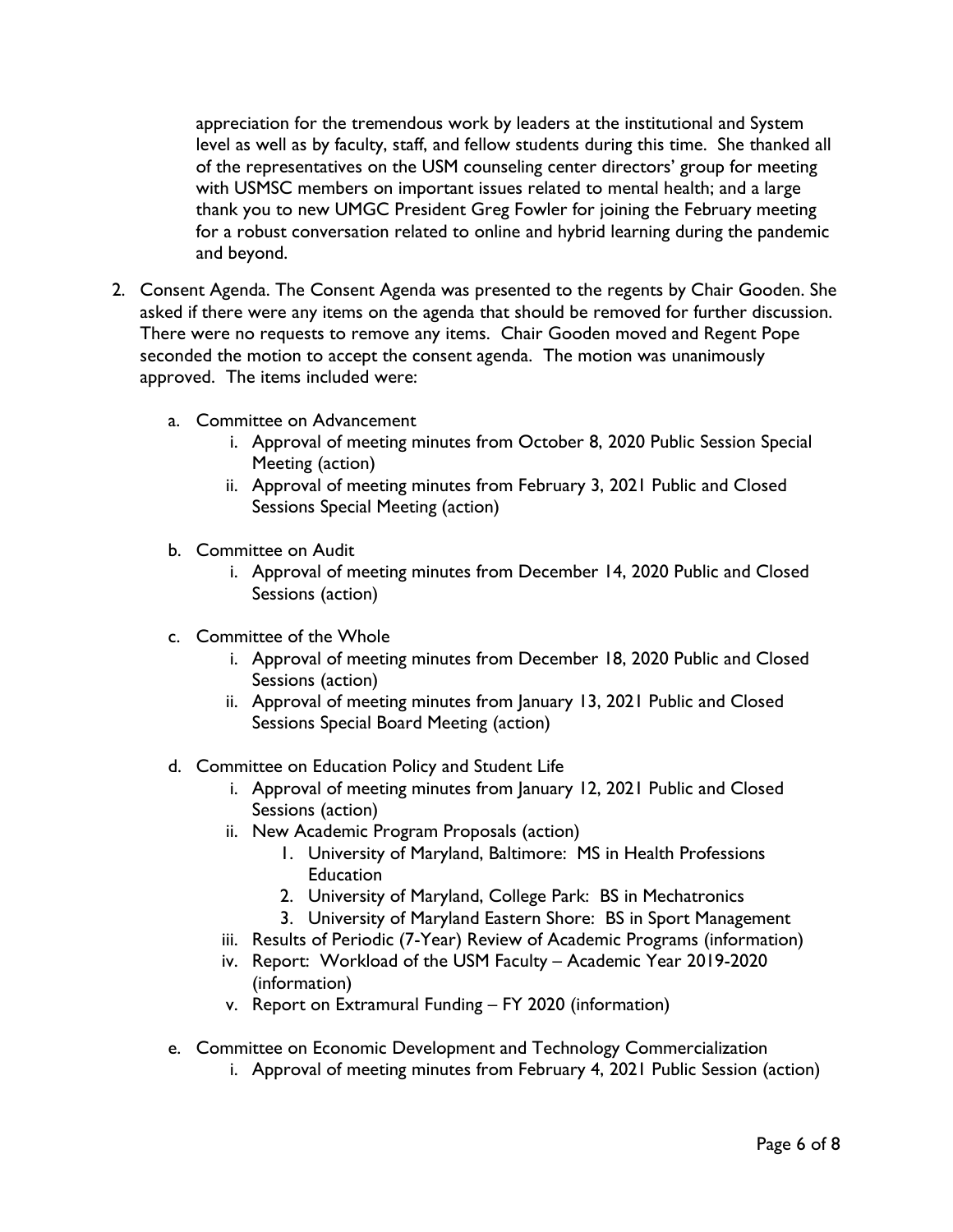appreciation for the tremendous work by leaders at the institutional and System level as well as by faculty, staff, and fellow students during this time. She thanked all of the representatives on the USM counseling center directors' group for meeting with USMSC members on important issues related to mental health; and a large thank you to new UMGC President Greg Fowler for joining the February meeting for a robust conversation related to online and hybrid learning during the pandemic and beyond.

2. Consent Agenda. The Consent Agenda was presented to the regents by Chair Gooden. She asked if there were any items on the agenda that should be removed for further discussion. There were no requests to remove any items. Chair Gooden moved and Regent Pope seconded the motion to accept the consent agenda. The motion was unanimously approved. The items included were:

   a. Committee on Advancement
      i. Approval of meeting minutes from October 8, 2020 Public Session Special Meeting (action)
      ii. Approval of meeting minutes from February 3, 2021 Public and Closed Sessions Special Meeting (action)

   b. Committee on Audit
      i. Approval of meeting minutes from December 14, 2020 Public and Closed Sessions (action)

   c. Committee of the Whole
      i. Approval of meeting minutes from December 18, 2020 Public and Closed Sessions (action)
      ii. Approval of meeting minutes from January 13, 2021 Public and Closed Sessions Special Board Meeting (action)

   d. Committee on Education Policy and Student Life
      i. Approval of meeting minutes from January 12, 2021 Public and Closed Sessions (action)
      ii. New Academic Program Proposals (action)
         1. University of Maryland, Baltimore: MS in Health Professions Education
         2. University of Maryland, College Park: BS in Mechatronics
         3. University of Maryland Eastern Shore: BS in Sport Management
      iii. Results of Periodic (7-Year) Review of Academic Programs (information)
      iv. Report: Workload of the USM Faculty – Academic Year 2019-2020 (information)
      v. Report on Extramural Funding – FY 2020 (information)

   e. Committee on Economic Development and Technology Commercialization
      i. Approval of meeting minutes from February 4, 2021 Public Session (action)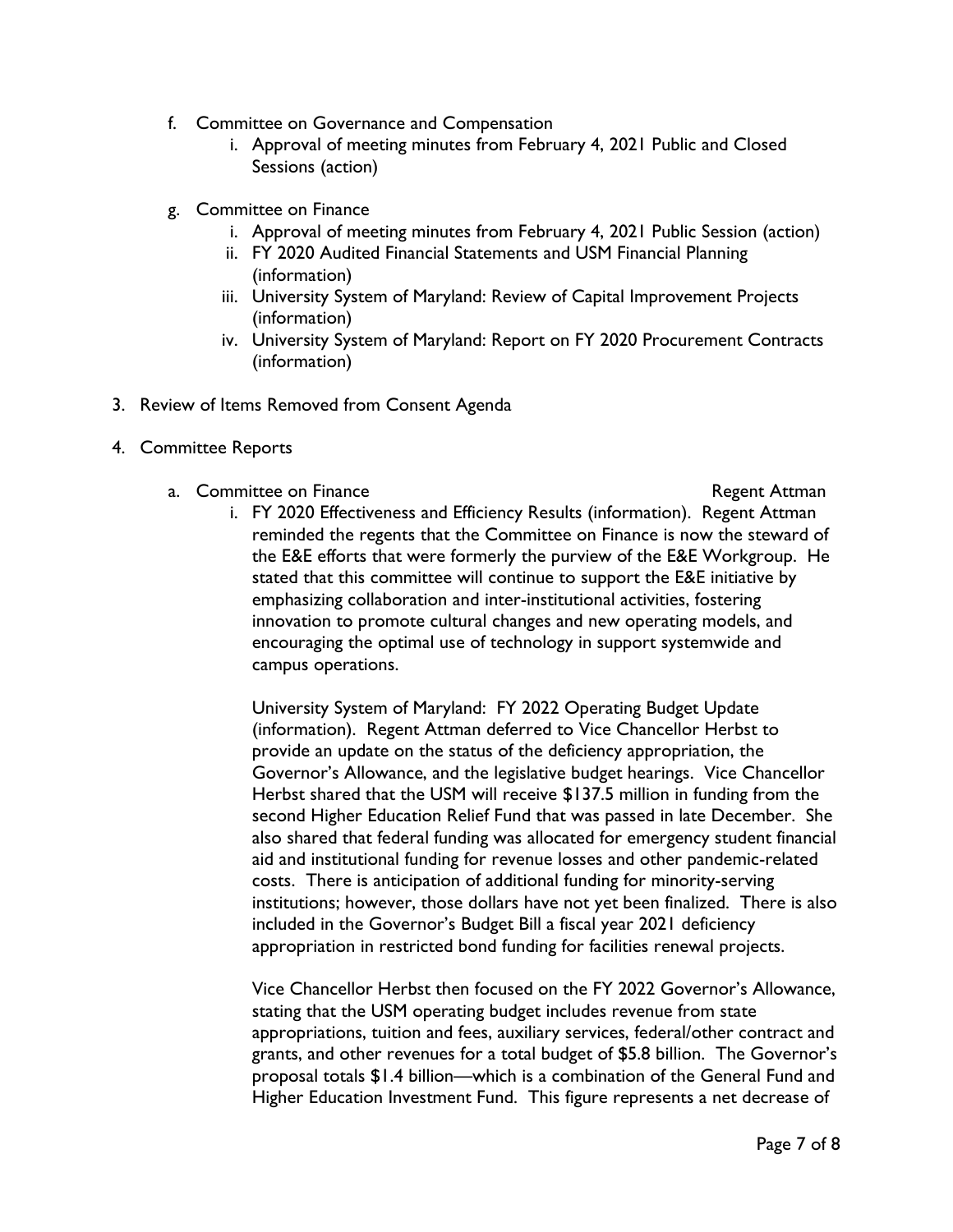f. Committee on Governance and Compensation
   i. Approval of meeting minutes from February 4, 2021 Public and Closed Sessions (action)

g. Committee on Finance
   i. Approval of meeting minutes from February 4, 2021 Public Session (action)
   ii. FY 2020 Audited Financial Statements and USM Financial Planning (information)
   iii. University System of Maryland: Review of Capital Improvement Projects (information)
   iv. University System of Maryland: Report on FY 2020 Procurement Contracts (information)

3. Review of Items Removed from Consent Agenda

4. Committee Reports

   a. Committee on Finance — Regent Attman

      i. FY 2020 Effectiveness and Efficiency Results (information). Regent Attman reminded the regents that the Committee on Finance is now the steward of the E&E efforts that were formerly the purview of the E&E Workgroup. He stated that this committee will continue to support the E&E initiative by emphasizing collaboration and inter-institutional activities, fostering innovation to promote cultural changes and new operating models, and encouraging the optimal use of technology in support systemwide and campus operations.

      University System of Maryland: FY 2022 Operating Budget Update (information). Regent Attman deferred to Vice Chancellor Herbst to provide an update on the status of the deficiency appropriation, the Governor's Allowance, and the legislative budget hearings. Vice Chancellor Herbst shared that the USM will receive $137.5 million in funding from the second Higher Education Relief Fund that was passed in late December. She also shared that federal funding was allocated for emergency student financial aid and institutional funding for revenue losses and other pandemic-related costs. There is anticipation of additional funding for minority-serving institutions; however, those dollars have not yet been finalized. There is also included in the Governor's Budget Bill a fiscal year 2021 deficiency appropriation in restricted bond funding for facilities renewal projects.

      Vice Chancellor Herbst then focused on the FY 2022 Governor's Allowance, stating that the USM operating budget includes revenue from state appropriations, tuition and fees, auxiliary services, federal/other contract and grants, and other revenues for a total budget of $5.8 billion. The Governor's proposal totals $1.4 billion—which is a combination of the General Fund and Higher Education Investment Fund. This figure represents a net decrease of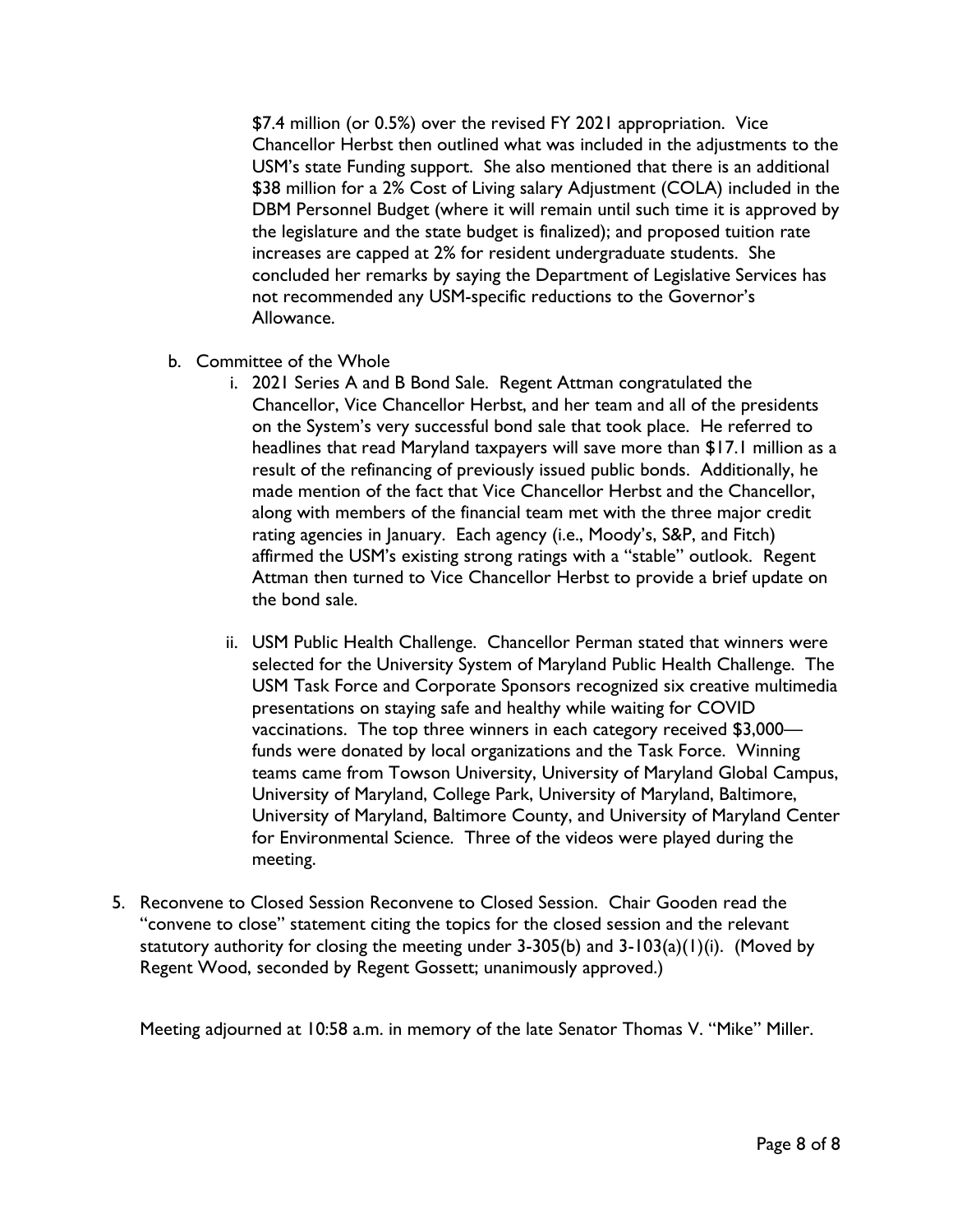$7.4 million (or 0.5%) over the revised FY 2021 appropriation. Vice Chancellor Herbst then outlined what was included in the adjustments to the USM's state Funding support. She also mentioned that there is an additional $38 million for a 2% Cost of Living salary Adjustment (COLA) included in the DBM Personnel Budget (where it will remain until such time it is approved by the legislature and the state budget is finalized); and proposed tuition rate increases are capped at 2% for resident undergraduate students. She concluded her remarks by saying the Department of Legislative Services has not recommended any USM-specific reductions to the Governor's Allowance.

b. Committee of the Whole
   i. 2021 Series A and B Bond Sale. Regent Attman congratulated the Chancellor, Vice Chancellor Herbst, and her team and all of the presidents on the System's very successful bond sale that took place. He referred to headlines that read Maryland taxpayers will save more than $17.1 million as a result of the refinancing of previously issued public bonds. Additionally, he made mention of the fact that Vice Chancellor Herbst and the Chancellor, along with members of the financial team met with the three major credit rating agencies in January. Each agency (i.e., Moody's, S&P, and Fitch) affirmed the USM's existing strong ratings with a "stable" outlook. Regent Attman then turned to Vice Chancellor Herbst to provide a brief update on the bond sale.

   ii. USM Public Health Challenge. Chancellor Perman stated that winners were selected for the University System of Maryland Public Health Challenge. The USM Task Force and Corporate Sponsors recognized six creative multimedia presentations on staying safe and healthy while waiting for COVID vaccinations. The top three winners in each category received $3,000—funds were donated by local organizations and the Task Force. Winning teams came from Towson University, University of Maryland Global Campus, University of Maryland, College Park, University of Maryland, Baltimore, University of Maryland, Baltimore County, and University of Maryland Center for Environmental Science. Three of the videos were played during the meeting.

5. Reconvene to Closed Session Reconvene to Closed Session. Chair Gooden read the "convene to close" statement citing the topics for the closed session and the relevant statutory authority for closing the meeting under 3-305(b) and 3-103(a)(1)(i). (Moved by Regent Wood, seconded by Regent Gossett; unanimously approved.)

Meeting adjourned at 10:58 a.m. in memory of the late Senator Thomas V. "Mike" Miller.